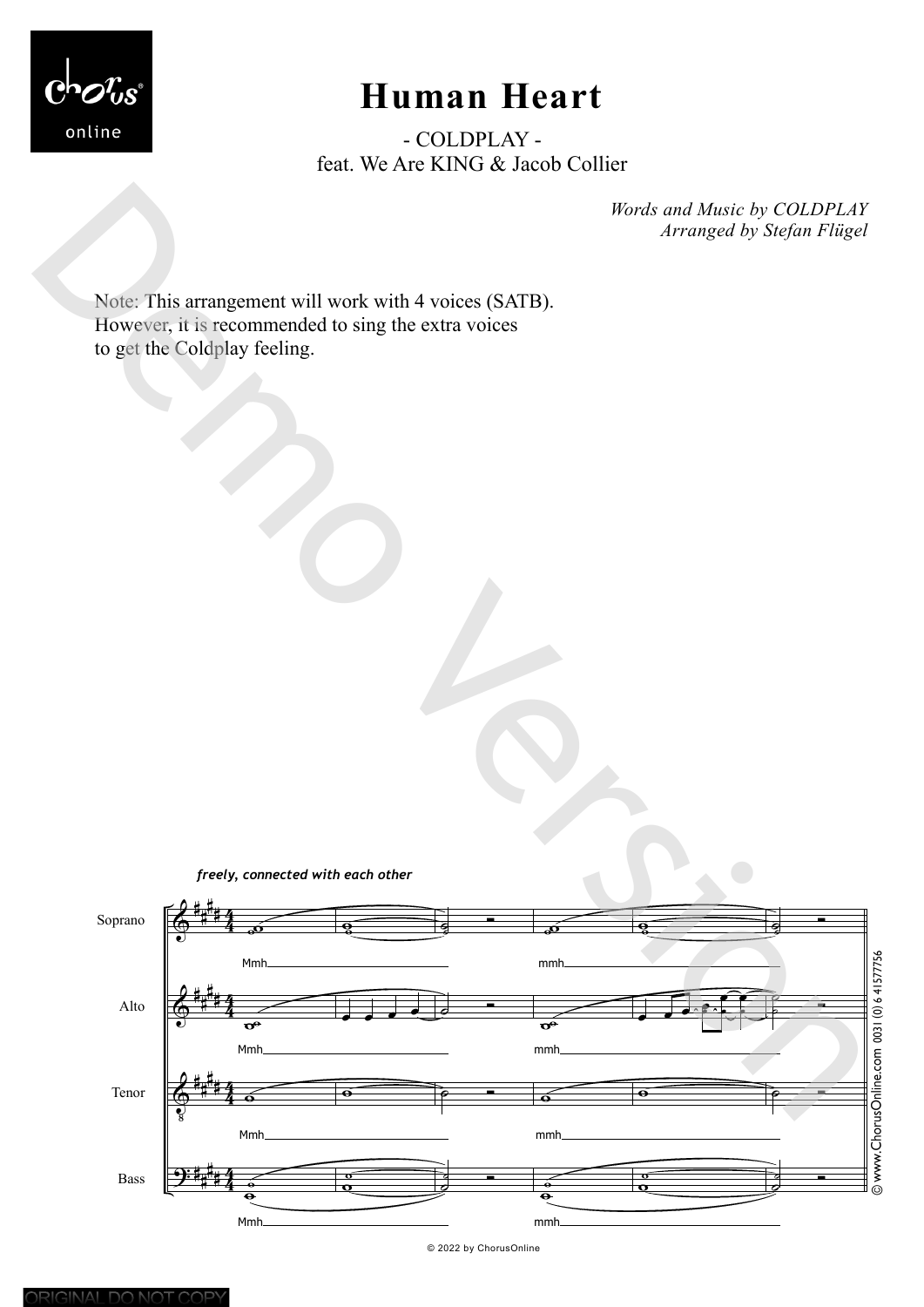# Human Heart

- COLDPLAY -
feat. We Are KING & Jacob Collier

*Words and Music by COLDPLAY*
*Arranged by Stefan Flügel*

Note: This arrangement will work with 4 voices (SATB). However, it is recommended to sing the extra voices to get the Coldplay feeling.

*freely, connected with each other*

Soprano: Mmh ____ mmh ____

Alto: Mmh ____ mmh ____

Tenor: Mmh ____ mmh ____

Bass: Mmh ____ mmh ____

© 2022 by ChorusOnline

© www.ChorusOnline.com 0031 (0) 6 41577756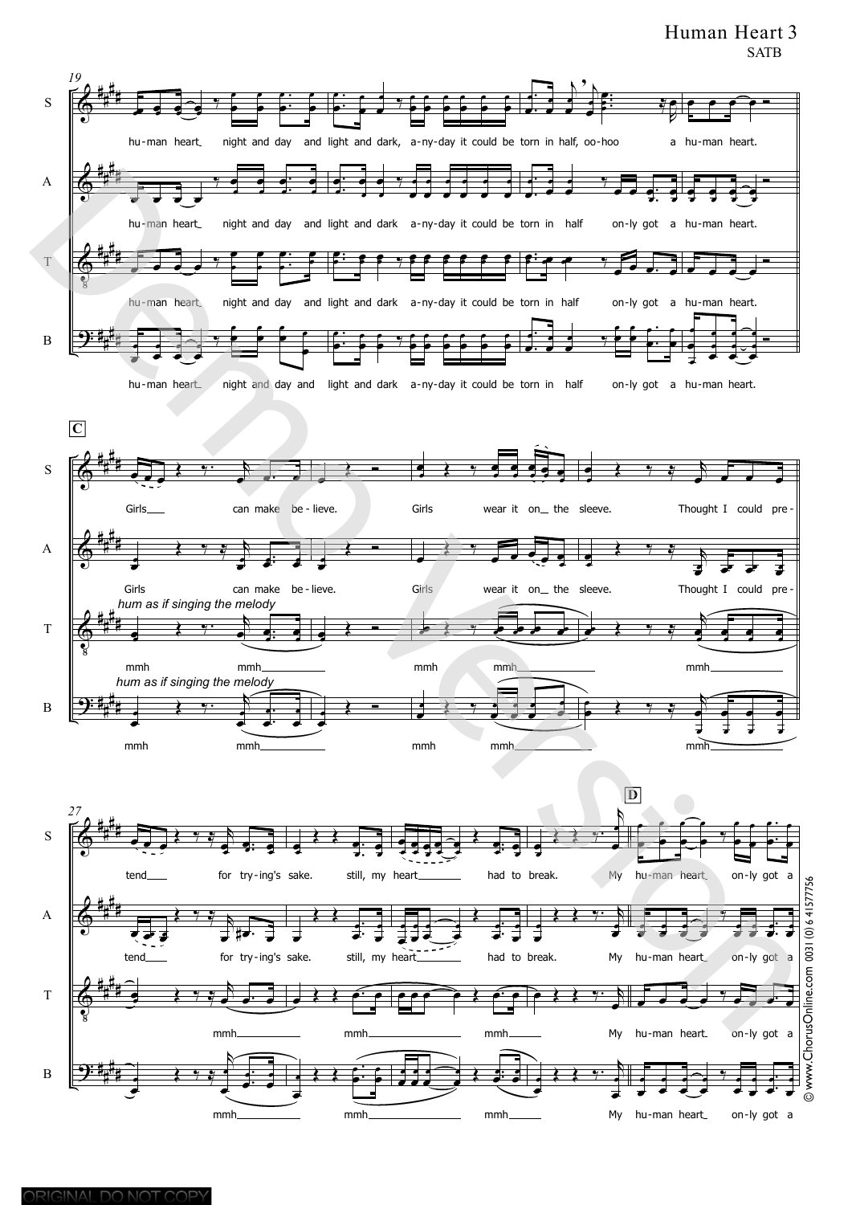# Human Heart 3

SATB

**19**

S: hu-man heart night and day and light and dark, a-ny-day it could be torn in half, oo-hoo a human heart.

A: hu-man heart night and day and light and dark a-ny-day it could be torn in half on-ly got a hu-man heart.

T: hu-man heart night and day and light and dark a-ny-day it could be torn in half on-ly got a hu-man heart.

B: hu-man heart night and day and light and dark a-ny-day it could be torn in half on-ly got a hu-man heart.

**C**

S: Girls can make be-lieve. Girls wear it on the sleeve. Thought I could pre-

A: Girls can make be-lieve. Girls wear it on the sleeve. Thought I could pre-

T: *hum as if singing the melody* mmh mmh mmh mmh mmh

B: *hum as if singing the melody* mmh mmh mmh mmh mmh

**27**

S: tend for try-ing's sake. still, my heart had to break. My hu-man heart on-ly got a

A: tend for try-ing's sake. still, my heart had to break. My hu-man heart on-ly got a

T: mmh mmh mmh My hu-man heart on-ly got a

B: mmh mmh mmh My hu-man heart on-ly got a

**D**

ORIGINAL DO NOT COPY

© www.ChorusOnline.com 0031 (0) 6 41577756